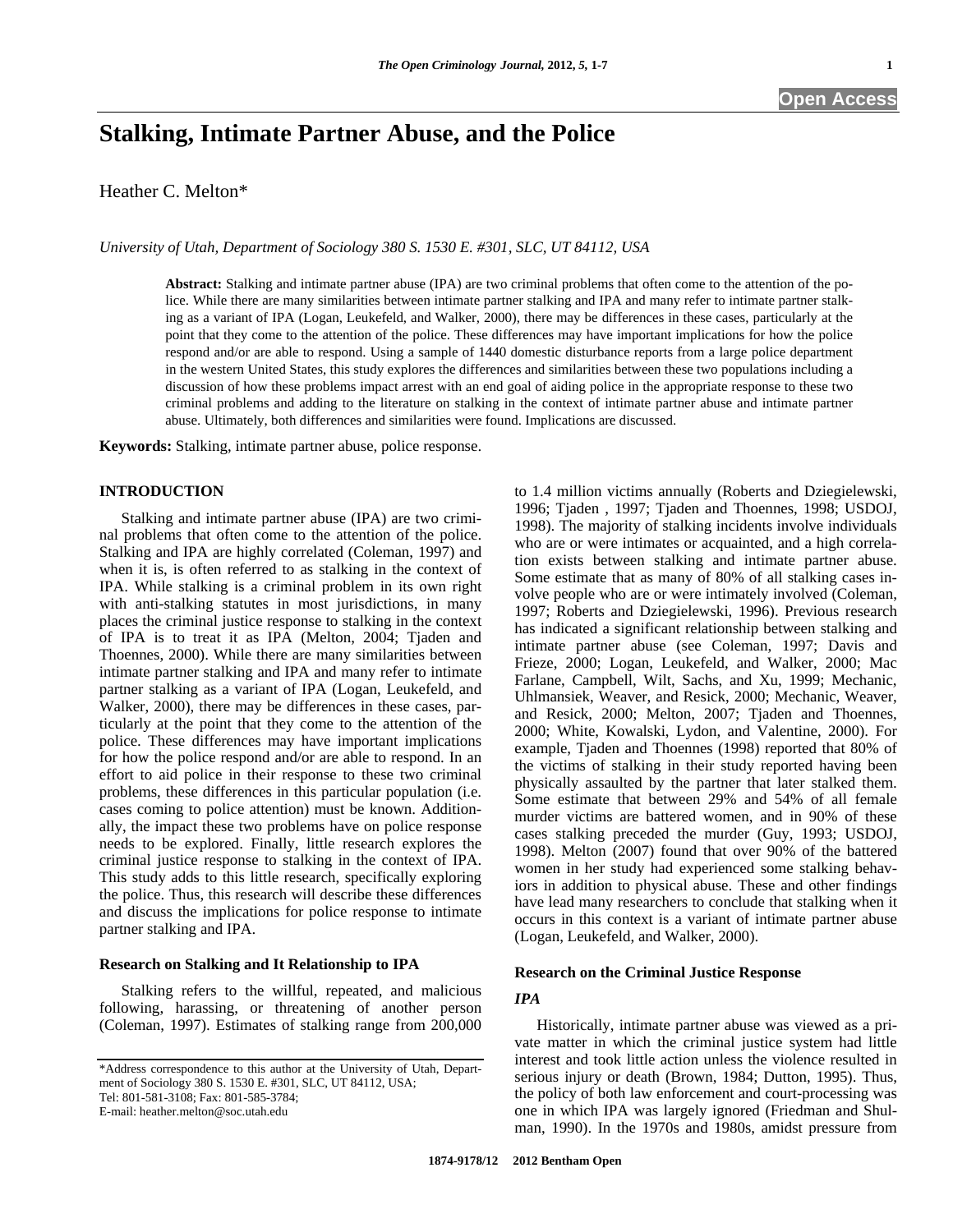# Stalking, Intimate Partner Abuse, and the Police

Heather C. Melton*

*University of Utah, Department of Sociology 380 S. 1530 E. #301, SLC, UT 84112, USA*

**Abstract:** Stalking and intimate partner abuse (IPA) are two criminal problems that often come to the attention of the police. While there are many similarities between intimate partner stalking and IPA and many refer to intimate partner stalking as a variant of IPA (Logan, Leukefeld, and Walker, 2000), there may be differences in these cases, particularly at the point that they come to the attention of the police. These differences may have important implications for how the police respond and/or are able to respond. Using a sample of 1440 domestic disturbance reports from a large police department in the western United States, this study explores the differences and similarities between these two populations including a discussion of how these problems impact arrest with an end goal of aiding police in the appropriate response to these two criminal problems and adding to the literature on stalking in the context of intimate partner abuse and intimate partner abuse. Ultimately, both differences and similarities were found. Implications are discussed.

**Keywords:** Stalking, intimate partner abuse, police response.

## INTRODUCTION

Stalking and intimate partner abuse (IPA) are two criminal problems that often come to the attention of the police. Stalking and IPA are highly correlated (Coleman, 1997) and when it is, is often referred to as stalking in the context of IPA. While stalking is a criminal problem in its own right with anti-stalking statutes in most jurisdictions, in many places the criminal justice response to stalking in the context of IPA is to treat it as IPA (Melton, 2004; Tjaden and Thoennes, 2000). While there are many similarities between intimate partner stalking and IPA and many refer to intimate partner stalking as a variant of IPA (Logan, Leukefeld, and Walker, 2000), there may be differences in these cases, particularly at the point that they come to the attention of the police. These differences may have important implications for how the police respond and/or are able to respond. In an effort to aid police in their response to these two criminal problems, these differences in this particular population (i.e. cases coming to police attention) must be known. Additionally, the impact these two problems have on police response needs to be explored. Finally, little research explores the criminal justice response to stalking in the context of IPA. This study adds to this little research, specifically exploring the police. Thus, this research will describe these differences and discuss the implications for police response to intimate partner stalking and IPA.

### Research on Stalking and It Relationship to IPA

Stalking refers to the willful, repeated, and malicious following, harassing, or threatening of another person (Coleman, 1997). Estimates of stalking range from 200,000 to 1.4 million victims annually (Roberts and Dziegielewski, 1996; Tjaden , 1997; Tjaden and Thoennes, 1998; USDOJ, 1998). The majority of stalking incidents involve individuals who are or were intimates or acquainted, and a high correlation exists between stalking and intimate partner abuse. Some estimate that as many of 80% of all stalking cases involve people who are or were intimately involved (Coleman, 1997; Roberts and Dziegielewski, 1996). Previous research has indicated a significant relationship between stalking and intimate partner abuse (see Coleman, 1997; Davis and Frieze, 2000; Logan, Leukefeld, and Walker, 2000; Mac Farlane, Campbell, Wilt, Sachs, and Xu, 1999; Mechanic, Uhlmansiek, Weaver, and Resick, 2000; Mechanic, Weaver, and Resick, 2000; Melton, 2007; Tjaden and Thoennes, 2000; White, Kowalski, Lydon, and Valentine, 2000). For example, Tjaden and Thoennes (1998) reported that 80% of the victims of stalking in their study reported having been physically assaulted by the partner that later stalked them. Some estimate that between 29% and 54% of all female murder victims are battered women, and in 90% of these cases stalking preceded the murder (Guy, 1993; USDOJ, 1998). Melton (2007) found that over 90% of the battered women in her study had experienced some stalking behaviors in addition to physical abuse. These and other findings have lead many researchers to conclude that stalking when it occurs in this context is a variant of intimate partner abuse (Logan, Leukefeld, and Walker, 2000).

### Research on the Criminal Justice Response

#### *IPA*

Historically, intimate partner abuse was viewed as a private matter in which the criminal justice system had little interest and took little action unless the violence resulted in serious injury or death (Brown, 1984; Dutton, 1995). Thus, the policy of both law enforcement and court-processing was one in which IPA was largely ignored (Friedman and Shulman, 1990). In the 1970s and 1980s, amidst pressure from

*Address correspondence to this author at the University of Utah, Department of Sociology 380 S. 1530 E. #301, SLC, UT 84112, USA; Tel: 801-581-3108; Fax: 801-585-3784; E-mail: heather.melton@soc.utah.edu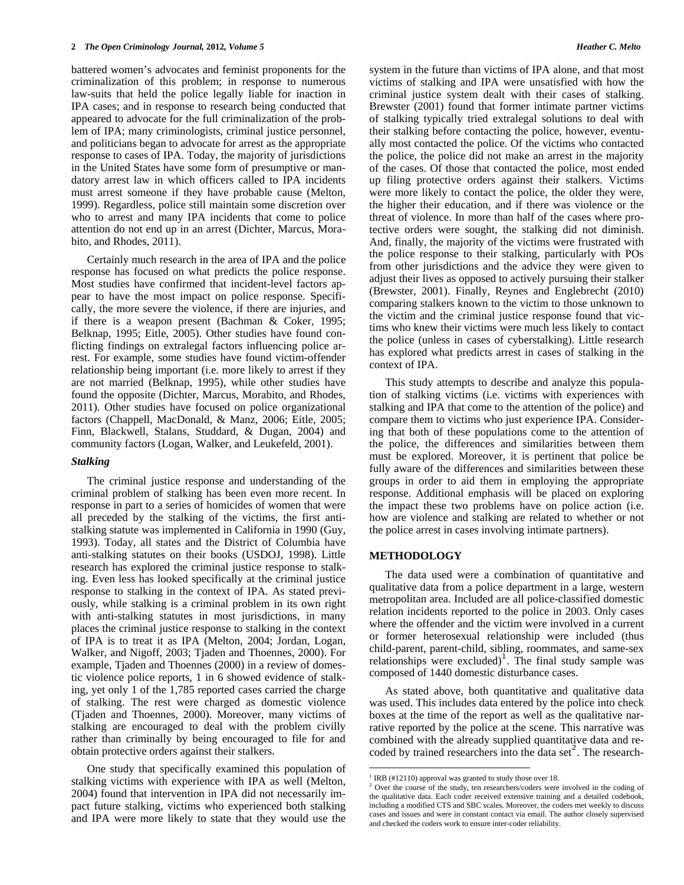battered women's advocates and feminist proponents for the criminalization of this problem; in response to numerous law-suits that held the police legally liable for inaction in IPA cases; and in response to research being conducted that appeared to advocate for the full criminalization of the problem of IPA; many criminologists, criminal justice personnel, and politicians began to advocate for arrest as the appropriate response to cases of IPA. Today, the majority of jurisdictions in the United States have some form of presumptive or mandatory arrest law in which officers called to IPA incidents must arrest someone if they have probable cause (Melton, 1999). Regardless, police still maintain some discretion over who to arrest and many IPA incidents that come to police attention do not end up in an arrest (Dichter, Marcus, Morabito, and Rhodes, 2011).

Certainly much research in the area of IPA and the police response has focused on what predicts the police response. Most studies have confirmed that incident-level factors appear to have the most impact on police response. Specifically, the more severe the violence, if there are injuries, and if there is a weapon present (Bachman & Coker, 1995; Belknap, 1995; Eitle, 2005). Other studies have found conflicting findings on extralegal factors influencing police arrest. For example, some studies have found victim-offender relationship being important (i.e. more likely to arrest if they are not married (Belknap, 1995), while other studies have found the opposite (Dichter, Marcus, Morabito, and Rhodes, 2011). Other studies have focused on police organizational factors (Chappell, MacDonald, & Manz, 2006; Eitle, 2005; Finn, Blackwell, Stalans, Studdard, & Dugan, 2004) and community factors (Logan, Walker, and Leukefeld, 2001).

### *Stalking*

The criminal justice response and understanding of the criminal problem of stalking has been even more recent. In response in part to a series of homicides of women that were all preceded by the stalking of the victims, the first anti-stalking statute was implemented in California in 1990 (Guy, 1993). Today, all states and the District of Columbia have anti-stalking statutes on their books (USDOJ, 1998). Little research has explored the criminal justice response to stalking. Even less has looked specifically at the criminal justice response to stalking in the context of IPA. As stated previously, while stalking is a criminal problem in its own right with anti-stalking statutes in most jurisdictions, in many places the criminal justice response to stalking in the context of IPA is to treat it as IPA (Melton, 2004; Jordan, Logan, Walker, and Nigoff, 2003; Tjaden and Thoennes, 2000). For example, Tjaden and Thoennes (2000) in a review of domestic violence police reports, 1 in 6 showed evidence of stalking, yet only 1 of the 1,785 reported cases carried the charge of stalking. The rest were charged as domestic violence (Tjaden and Thoennes, 2000). Moreover, many victims of stalking are encouraged to deal with the problem civilly rather than criminally by being encouraged to file for and obtain protective orders against their stalkers.

One study that specifically examined this population of stalking victims with experience with IPA as well (Melton, 2004) found that intervention in IPA did not necessarily impact future stalking, victims who experienced both stalking and IPA were more likely to state that they would use the system in the future than victims of IPA alone, and that most victims of stalking and IPA were unsatisfied with how the criminal justice system dealt with their cases of stalking. Brewster (2001) found that former intimate partner victims of stalking typically tried extralegal solutions to deal with their stalking before contacting the police, however, eventually most contacted the police. Of the victims who contacted the police, the police did not make an arrest in the majority of the cases. Of those that contacted the police, most ended up filing protective orders against their stalkers. Victims were more likely to contact the police, the older they were, the higher their education, and if there was violence or the threat of violence. In more than half of the cases where protective orders were sought, the stalking did not diminish. And, finally, the majority of the victims were frustrated with the police response to their stalking, particularly with POs from other jurisdictions and the advice they were given to adjust their lives as opposed to actively pursuing their stalker (Brewster, 2001). Finally, Reynes and Englebrecht (2010) comparing stalkers known to the victim to those unknown to the victim and the criminal justice response found that victims who knew their victims were much less likely to contact the police (unless in cases of cyberstalking). Little research has explored what predicts arrest in cases of stalking in the context of IPA.

This study attempts to describe and analyze this population of stalking victims (i.e. victims with experiences with stalking and IPA that come to the attention of the police) and compare them to victims who just experience IPA. Considering that both of these populations come to the attention of the police, the differences and similarities between them must be explored. Moreover, it is pertinent that police be fully aware of the differences and similarities between these groups in order to aid them in employing the appropriate response. Additional emphasis will be placed on exploring the impact these two problems have on police action (i.e. how are violence and stalking are related to whether or not the police arrest in cases involving intimate partners).

## METHODOLOGY

The data used were a combination of quantitative and qualitative data from a police department in a large, western metropolitan area. Included are all police-classified domestic relation incidents reported to the police in 2003. Only cases where the offender and the victim were involved in a current or former heterosexual relationship were included (thus child-parent, parent-child, sibling, roommates, and same-sex relationships were excluded)[1]. The final study sample was composed of 1440 domestic disturbance cases.

As stated above, both quantitative and qualitative data was used. This includes data entered by the police into check boxes at the time of the report as well as the qualitative narrative reported by the police at the scene. This narrative was combined with the already supplied quantitative data and re-coded by trained researchers into the data set[2]. The research-

---

[1] IRB (#12110) approval was granted to study those over 18.

[2] Over the course of the study, ten researchers/coders were involved in the coding of the qualitative data. Each coder received extensive training and a detailed codebook, including a modified CTS and SBC scales. Moreover, the coders met weekly to discuss cases and issues and were in constant contact via email. The author closely supervised and checked the coders work to ensure inter-coder reliability.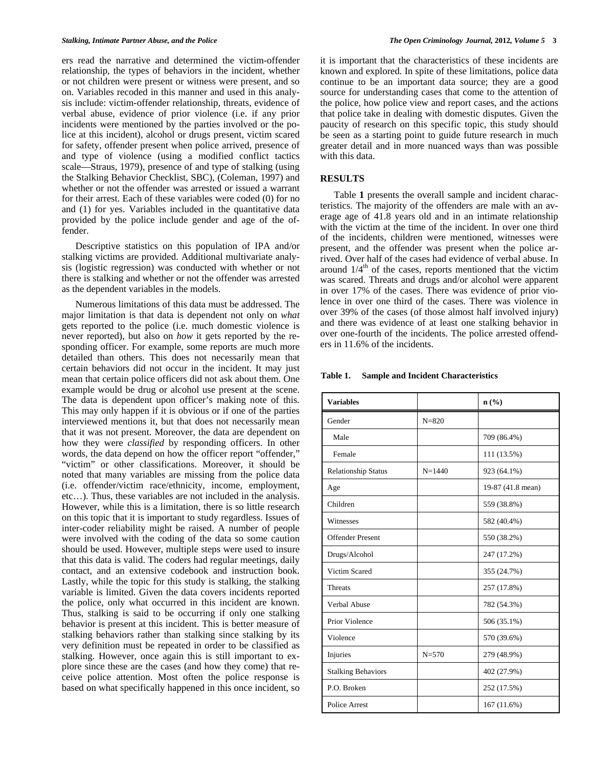ers read the narrative and determined the victim-offender relationship, the types of behaviors in the incident, whether or not children were present or witness were present, and so on. Variables recoded in this manner and used in this analysis include: victim-offender relationship, threats, evidence of verbal abuse, evidence of prior violence (i.e. if any prior incidents were mentioned by the parties involved or the police at this incident), alcohol or drugs present, victim scared for safety, offender present when police arrived, presence of and type of violence (using a modified conflict tactics scale—Straus, 1979), presence of and type of stalking (using the Stalking Behavior Checklist, SBC), (Coleman, 1997) and whether or not the offender was arrested or issued a warrant for their arrest. Each of these variables were coded (0) for no and (1) for yes. Variables included in the quantitative data provided by the police include gender and age of the offender.

Descriptive statistics on this population of IPA and/or stalking victims are provided. Additional multivariate analysis (logistic regression) was conducted with whether or not there is stalking and whether or not the offender was arrested as the dependent variables in the models.

Numerous limitations of this data must be addressed. The major limitation is that data is dependent not only on *what* gets reported to the police (i.e. much domestic violence is never reported), but also on *how* it gets reported by the responding officer. For example, some reports are much more detailed than others. This does not necessarily mean that certain behaviors did not occur in the incident. It may just mean that certain police officers did not ask about them. One example would be drug or alcohol use present at the scene. The data is dependent upon officer's making note of this. This may only happen if it is obvious or if one of the parties interviewed mentions it, but that does not necessarily mean that it was not present. Moreover, the data are dependent on how they were *classified* by responding officers. In other words, the data depend on how the officer report "offender," "victim" or other classifications. Moreover, it should be noted that many variables are missing from the police data (i.e. offender/victim race/ethnicity, income, employment, etc…). Thus, these variables are not included in the analysis. However, while this is a limitation, there is so little research on this topic that it is important to study regardless. Issues of inter-coder reliability might be raised. A number of people were involved with the coding of the data so some caution should be used. However, multiple steps were used to insure that this data is valid. The coders had regular meetings, daily contact, and an extensive codebook and instruction book. Lastly, while the topic for this study is stalking, the stalking variable is limited. Given the data covers incidents reported the police, only what occurred in this incident are known. Thus, stalking is said to be occurring if only one stalking behavior is present at this incident. This is better measure of stalking behaviors rather than stalking since stalking by its very definition must be repeated in order to be classified as stalking. However, once again this is still important to explore since these are the cases (and how they come) that receive police attention. Most often the police response is based on what specifically happened in this once incident, so it is important that the characteristics of these incidents are known and explored. In spite of these limitations, police data continue to be an important data source; they are a good source for understanding cases that come to the attention of the police, how police view and report cases, and the actions that police take in dealing with domestic disputes. Given the paucity of research on this specific topic, this study should be seen as a starting point to guide future research in much greater detail and in more nuanced ways than was possible with this data.

## RESULTS

Table **1** presents the overall sample and incident characteristics. The majority of the offenders are male with an average age of 41.8 years old and in an intimate relationship with the victim at the time of the incident. In over one third of the incidents, children were mentioned, witnesses were present, and the offender was present when the police arrived. Over half of the cases had evidence of verbal abuse. In around 1/4th of the cases, reports mentioned that the victim was scared. Threats and drugs and/or alcohol were apparent in over 17% of the cases. There was evidence of prior violence in over one third of the cases. There was violence in over 39% of the cases (of those almost half involved injury) and there was evidence of at least one stalking behavior in over one-fourth of the incidents. The police arrested offenders in 11.6% of the incidents.

**Table 1. Sample and Incident Characteristics**

| Variables | | n (%) |
|---|---|---|
| Gender | N=820 | |
| Male | | 709 (86.4%) |
| Female | | 111 (13.5%) |
| Relationship Status | N=1440 | 923 (64.1%) |
| Age | | 19-87 (41.8 mean) |
| Children | | 559 (38.8%) |
| Witnesses | | 582 (40.4%) |
| Offender Present | | 550 (38.2%) |
| Drugs/Alcohol | | 247 (17.2%) |
| Victim Scared | | 355 (24.7%) |
| Threats | | 257 (17.8%) |
| Verbal Abuse | | 782 (54.3%) |
| Prior Violence | | 506 (35.1%) |
| Violence | | 570 (39.6%) |
| Injuries | N=570 | 279 (48.9%) |
| Stalking Behaviors | | 402 (27.9%) |
| P.O. Broken | | 252 (17.5%) |
| Police Arrest | | 167 (11.6%) |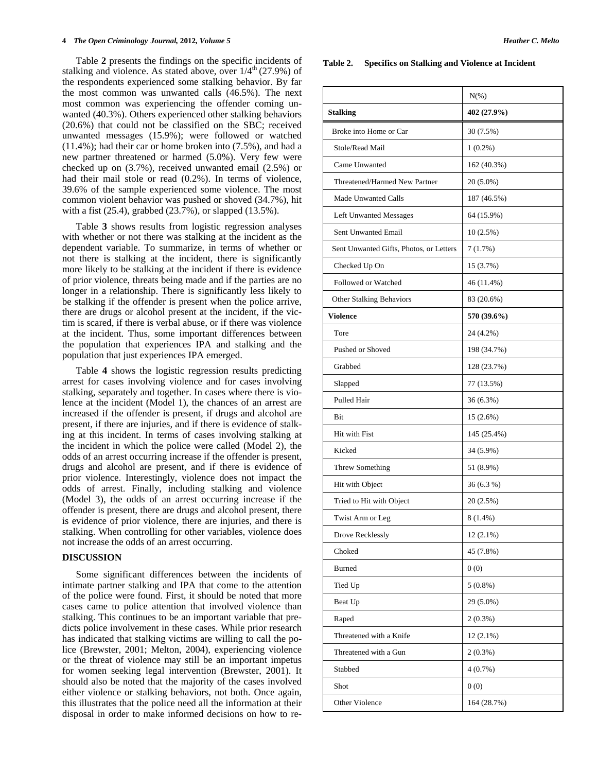Table **2** presents the findings on the specific incidents of stalking and violence. As stated above, over 1/4$^{th}$ (27.9%) of the respondents experienced some stalking behavior. By far the most common was unwanted calls (46.5%). The next most common was experiencing the offender coming unwanted (40.3%). Others experienced other stalking behaviors (20.6%) that could not be classified on the SBC; received unwanted messages (15.9%); were followed or watched (11.4%); had their car or home broken into (7.5%), and had a new partner threatened or harmed (5.0%). Very few were checked up on (3.7%), received unwanted email (2.5%) or had their mail stole or read (0.2%). In terms of violence, 39.6% of the sample experienced some violence. The most common violent behavior was pushed or shoved (34.7%), hit with a fist (25.4), grabbed (23.7%), or slapped (13.5%).

Table **3** shows results from logistic regression analyses with whether or not there was stalking at the incident as the dependent variable. To summarize, in terms of whether or not there is stalking at the incident, there is significantly more likely to be stalking at the incident if there is evidence of prior violence, threats being made and if the parties are no longer in a relationship. There is significantly less likely to be stalking if the offender is present when the police arrive, there are drugs or alcohol present at the incident, if the victim is scared, if there is verbal abuse, or if there was violence at the incident. Thus, some important differences between the population that experiences IPA and stalking and the population that just experiences IPA emerged.

Table **4** shows the logistic regression results predicting arrest for cases involving violence and for cases involving stalking, separately and together. In cases where there is violence at the incident (Model 1), the chances of an arrest are increased if the offender is present, if drugs and alcohol are present, if there are injuries, and if there is evidence of stalking at this incident. In terms of cases involving stalking at the incident in which the police were called (Model 2), the odds of an arrest occurring increase if the offender is present, drugs and alcohol are present, and if there is evidence of prior violence. Interestingly, violence does not impact the odds of arrest. Finally, including stalking and violence (Model 3), the odds of an arrest occurring increase if the offender is present, there are drugs and alcohol present, there is evidence of prior violence, there are injuries, and there is stalking. When controlling for other variables, violence does not increase the odds of an arrest occurring.

## DISCUSSION

Some significant differences between the incidents of intimate partner stalking and IPA that come to the attention of the police were found. First, it should be noted that more cases came to police attention that involved violence than stalking. This continues to be an important variable that predicts police involvement in these cases. While prior research has indicated that stalking victims are willing to call the police (Brewster, 2001; Melton, 2004), experiencing violence or the threat of violence may still be an important impetus for women seeking legal intervention (Brewster, 2001). It should also be noted that the majority of the cases involved either violence or stalking behaviors, not both. Once again, this illustrates that the police need all the information at their disposal in order to make informed decisions on how to re-

**Table 2. Specifics on Stalking and Violence at Incident**

| | N(%) |
|---|---|
| **Stalking** | **402 (27.9%)** |
| Broke into Home or Car | 30 (7.5%) |
| Stole/Read Mail | 1 (0.2%) |
| Came Unwanted | 162 (40.3%) |
| Threatened/Harmed New Partner | 20 (5.0%) |
| Made Unwanted Calls | 187 (46.5%) |
| Left Unwanted Messages | 64 (15.9%) |
| Sent Unwanted Email | 10 (2.5%) |
| Sent Unwanted Gifts, Photos, or Letters | 7 (1.7%) |
| Checked Up On | 15 (3.7%) |
| Followed or Watched | 46 (11.4%) |
| Other Stalking Behaviors | 83 (20.6%) |
| **Violence** | **570 (39.6%)** |
| Tore | 24 (4.2%) |
| Pushed or Shoved | 198 (34.7%) |
| Grabbed | 128 (23.7%) |
| Slapped | 77 (13.5%) |
| Pulled Hair | 36 (6.3%) |
| Bit | 15 (2.6%) |
| Hit with Fist | 145 (25.4%) |
| Kicked | 34 (5.9%) |
| Threw Something | 51 (8.9%) |
| Hit with Object | 36 (6.3 %) |
| Tried to Hit with Object | 20 (2.5%) |
| Twist Arm or Leg | 8 (1.4%) |
| Drove Recklessly | 12 (2.1%) |
| Choked | 45 (7.8%) |
| Burned | 0 (0) |
| Tied Up | 5 (0.8%) |
| Beat Up | 29 (5.0%) |
| Raped | 2 (0.3%) |
| Threatened with a Knife | 12 (2.1%) |
| Threatened with a Gun | 2 (0.3%) |
| Stabbed | 4 (0.7%) |
| Shot | 0 (0) |
| Other Violence | 164 (28.7%) |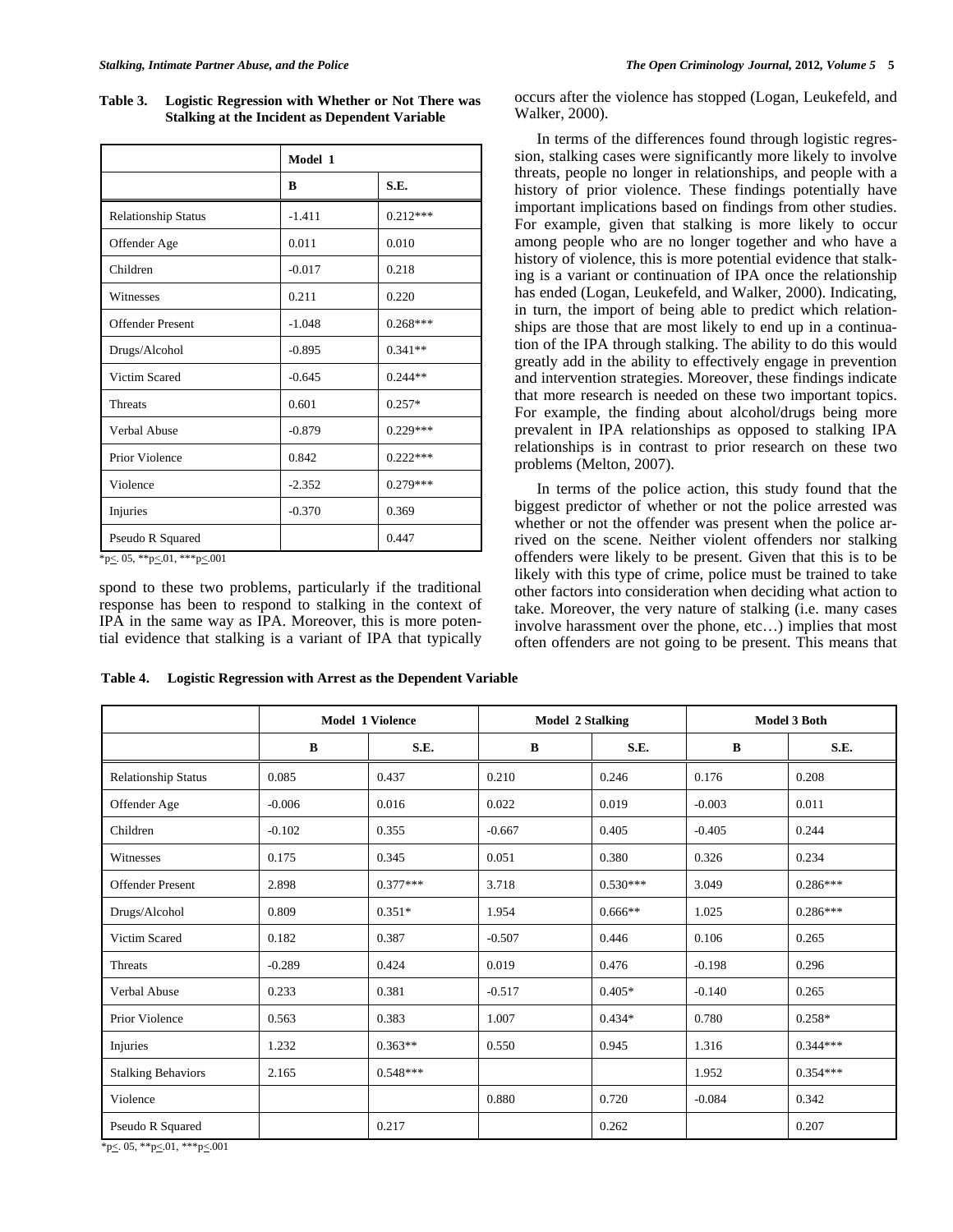**Table 3. Logistic Regression with Whether or Not There was Stalking at the Incident as Dependent Variable**

| | Model 1 | |
|---|---|---|
| | **B** | **S.E.** |
| Relationship Status | -1.411 | 0.212*** |
| Offender Age | 0.011 | 0.010 |
| Children | -0.017 | 0.218 |
| Witnesses | 0.211 | 0.220 |
| Offender Present | -1.048 | 0.268*** |
| Drugs/Alcohol | -0.895 | 0.341** |
| Victim Scared | -0.645 | 0.244** |
| Threats | 0.601 | 0.257* |
| Verbal Abuse | -0.879 | 0.229*** |
| Prior Violence | 0.842 | 0.222*** |
| Violence | -2.352 | 0.279*** |
| Injuries | -0.370 | 0.369 |
| Pseudo R Squared | | 0.447 |

*p≤. 05, **p≤.01, ***p≤.001

spond to these two problems, particularly if the traditional response has been to respond to stalking in the context of IPA in the same way as IPA. Moreover, this is more potential evidence that stalking is a variant of IPA that typically occurs after the violence has stopped (Logan, Leukefeld, and Walker, 2000).

In terms of the differences found through logistic regression, stalking cases were significantly more likely to involve threats, people no longer in relationships, and people with a history of prior violence. These findings potentially have important implications based on findings from other studies. For example, given that stalking is more likely to occur among people who are no longer together and who have a history of violence, this is more potential evidence that stalking is a variant or continuation of IPA once the relationship has ended (Logan, Leukefeld, and Walker, 2000). Indicating, in turn, the import of being able to predict which relationships are those that are most likely to end up in a continuation of the IPA through stalking. The ability to do this would greatly add in the ability to effectively engage in prevention and intervention strategies. Moreover, these findings indicate that more research is needed on these two important topics. For example, the finding about alcohol/drugs being more prevalent in IPA relationships as opposed to stalking IPA relationships is in contrast to prior research on these two problems (Melton, 2007).

In terms of the police action, this study found that the biggest predictor of whether or not the police arrested was whether or not the offender was present when the police arrived on the scene. Neither violent offenders nor stalking offenders were likely to be present. Given that this is to be likely with this type of crime, police must be trained to take other factors into consideration when deciding what action to take. Moreover, the very nature of stalking (i.e. many cases involve harassment over the phone, etc…) implies that most often offenders are not going to be present. This means that

**Table 4. Logistic Regression with Arrest as the Dependent Variable**

| | Model 1 Violence | | Model 2 Stalking | | Model 3 Both | |
|---|---|---|---|---|---|---|
| | **B** | **S.E.** | **B** | **S.E.** | **B** | **S.E.** |
| Relationship Status | 0.085 | 0.437 | 0.210 | 0.246 | 0.176 | 0.208 |
| Offender Age | -0.006 | 0.016 | 0.022 | 0.019 | -0.003 | 0.011 |
| Children | -0.102 | 0.355 | -0.667 | 0.405 | -0.405 | 0.244 |
| Witnesses | 0.175 | 0.345 | 0.051 | 0.380 | 0.326 | 0.234 |
| Offender Present | 2.898 | 0.377*** | 3.718 | 0.530*** | 3.049 | 0.286*** |
| Drugs/Alcohol | 0.809 | 0.351* | 1.954 | 0.666** | 1.025 | 0.286*** |
| Victim Scared | 0.182 | 0.387 | -0.507 | 0.446 | 0.106 | 0.265 |
| Threats | -0.289 | 0.424 | 0.019 | 0.476 | -0.198 | 0.296 |
| Verbal Abuse | 0.233 | 0.381 | -0.517 | 0.405* | -0.140 | 0.265 |
| Prior Violence | 0.563 | 0.383 | 1.007 | 0.434* | 0.780 | 0.258* |
| Injuries | 1.232 | 0.363** | 0.550 | 0.945 | 1.316 | 0.344*** |
| Stalking Behaviors | 2.165 | 0.548*** | | | 1.952 | 0.354*** |
| Violence | | | 0.880 | 0.720 | -0.084 | 0.342 |
| Pseudo R Squared | | 0.217 | | 0.262 | | 0.207 |

*p≤. 05, **p≤.01, ***p≤.001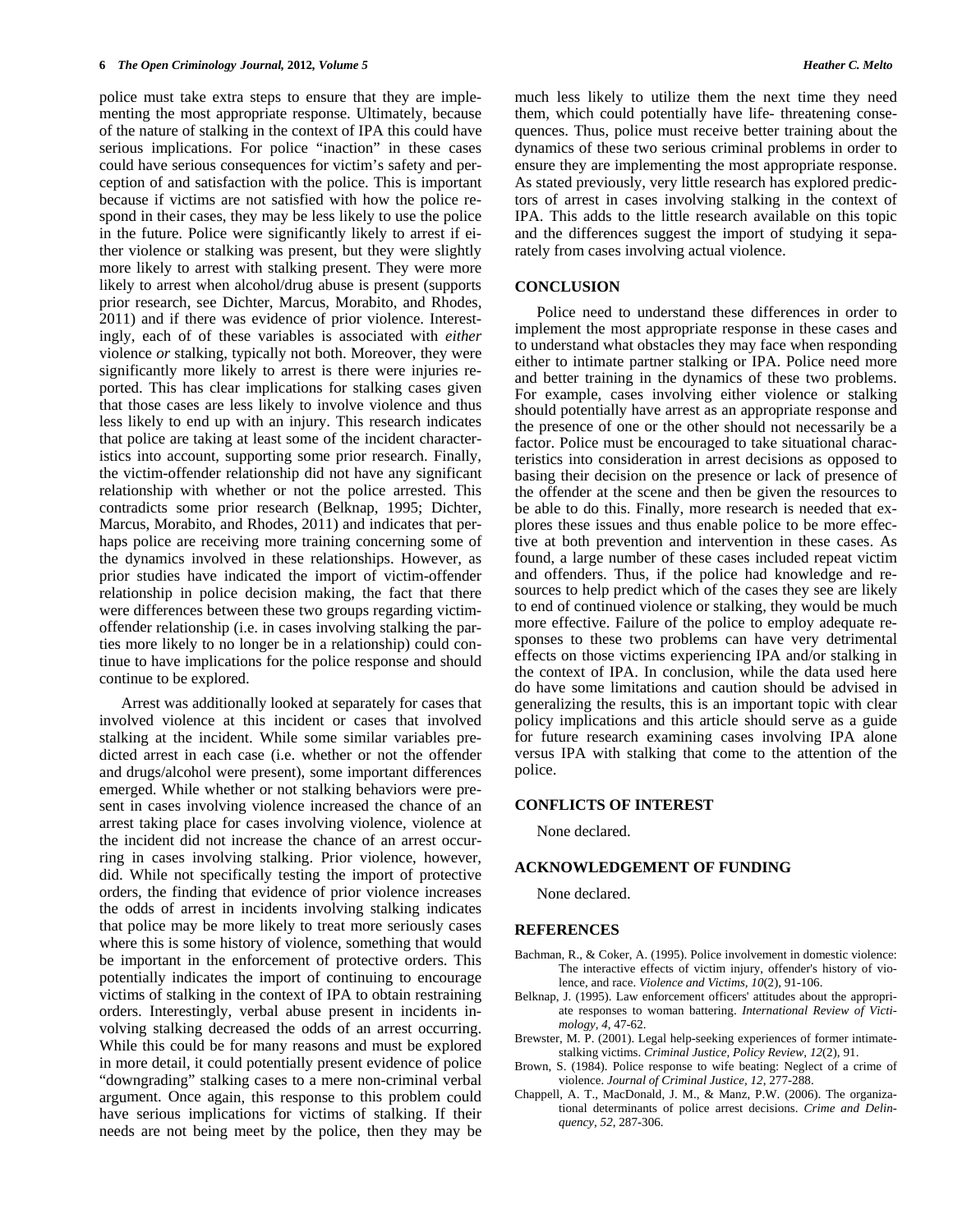police must take extra steps to ensure that they are implementing the most appropriate response. Ultimately, because of the nature of stalking in the context of IPA this could have serious implications. For police "inaction" in these cases could have serious consequences for victim's safety and perception of and satisfaction with the police. This is important because if victims are not satisfied with how the police respond in their cases, they may be less likely to use the police in the future. Police were significantly likely to arrest if either violence or stalking was present, but they were slightly more likely to arrest with stalking present. They were more likely to arrest when alcohol/drug abuse is present (supports prior research, see Dichter, Marcus, Morabito, and Rhodes, 2011) and if there was evidence of prior violence. Interestingly, each of of these variables is associated with *either* violence *or* stalking, typically not both. Moreover, they were significantly more likely to arrest is there were injuries reported. This has clear implications for stalking cases given that those cases are less likely to involve violence and thus less likely to end up with an injury. This research indicates that police are taking at least some of the incident characteristics into account, supporting some prior research. Finally, the victim-offender relationship did not have any significant relationship with whether or not the police arrested. This contradicts some prior research (Belknap, 1995; Dichter, Marcus, Morabito, and Rhodes, 2011) and indicates that perhaps police are receiving more training concerning some of the dynamics involved in these relationships. However, as prior studies have indicated the import of victim-offender relationship in police decision making, the fact that there were differences between these two groups regarding victim-offender relationship (i.e. in cases involving stalking the parties more likely to no longer be in a relationship) could continue to have implications for the police response and should continue to be explored.

Arrest was additionally looked at separately for cases that involved violence at this incident or cases that involved stalking at the incident. While some similar variables predicted arrest in each case (i.e. whether or not the offender and drugs/alcohol were present), some important differences emerged. While whether or not stalking behaviors were present in cases involving violence increased the chance of an arrest taking place for cases involving violence, violence at the incident did not increase the chance of an arrest occurring in cases involving stalking. Prior violence, however, did. While not specifically testing the import of protective orders, the finding that evidence of prior violence increases the odds of arrest in incidents involving stalking indicates that police may be more likely to treat more seriously cases where this is some history of violence, something that would be important in the enforcement of protective orders. This potentially indicates the import of continuing to encourage victims of stalking in the context of IPA to obtain restraining orders. Interestingly, verbal abuse present in incidents involving stalking decreased the odds of an arrest occurring. While this could be for many reasons and must be explored in more detail, it could potentially present evidence of police "downgrading" stalking cases to a mere non-criminal verbal argument. Once again, this response to this problem could have serious implications for victims of stalking. If their needs are not being meet by the police, then they may be much less likely to utilize them the next time they need them, which could potentially have life- threatening consequences. Thus, police must receive better training about the dynamics of these two serious criminal problems in order to ensure they are implementing the most appropriate response. As stated previously, very little research has explored predictors of arrest in cases involving stalking in the context of IPA. This adds to the little research available on this topic and the differences suggest the import of studying it separately from cases involving actual violence.

## CONCLUSION

Police need to understand these differences in order to implement the most appropriate response in these cases and to understand what obstacles they may face when responding either to intimate partner stalking or IPA. Police need more and better training in the dynamics of these two problems. For example, cases involving either violence or stalking should potentially have arrest as an appropriate response and the presence of one or the other should not necessarily be a factor. Police must be encouraged to take situational characteristics into consideration in arrest decisions as opposed to basing their decision on the presence or lack of presence of the offender at the scene and then be given the resources to be able to do this. Finally, more research is needed that explores these issues and thus enable police to be more effective at both prevention and intervention in these cases. As found, a large number of these cases included repeat victim and offenders. Thus, if the police had knowledge and resources to help predict which of the cases they see are likely to end of continued violence or stalking, they would be much more effective. Failure of the police to employ adequate responses to these two problems can have very detrimental effects on those victims experiencing IPA and/or stalking in the context of IPA. In conclusion, while the data used here do have some limitations and caution should be advised in generalizing the results, this is an important topic with clear policy implications and this article should serve as a guide for future research examining cases involving IPA alone versus IPA with stalking that come to the attention of the police.

## CONFLICTS OF INTEREST

None declared.

## ACKNOWLEDGEMENT OF FUNDING

None declared.

## REFERENCES

Bachman, R., & Coker, A. (1995). Police involvement in domestic violence: The interactive effects of victim injury, offender's history of violence, and race. *Violence and Victims, 10*(2), 91-106.

Belknap, J. (1995). Law enforcement officers' attitudes about the appropriate responses to woman battering. *International Review of Victimology, 4*, 47-62.

Brewster, M. P. (2001). Legal help-seeking experiences of former intimate-stalking victims. *Criminal Justice, Policy Review, 12*(2), 91.

Brown, S. (1984). Police response to wife beating: Neglect of a crime of violence. *Journal of Criminal Justice, 12*, 277-288.

Chappell, A. T., MacDonald, J. M., & Manz, P.W. (2006). The organizational determinants of police arrest decisions. *Crime and Delinquency, 52*, 287-306.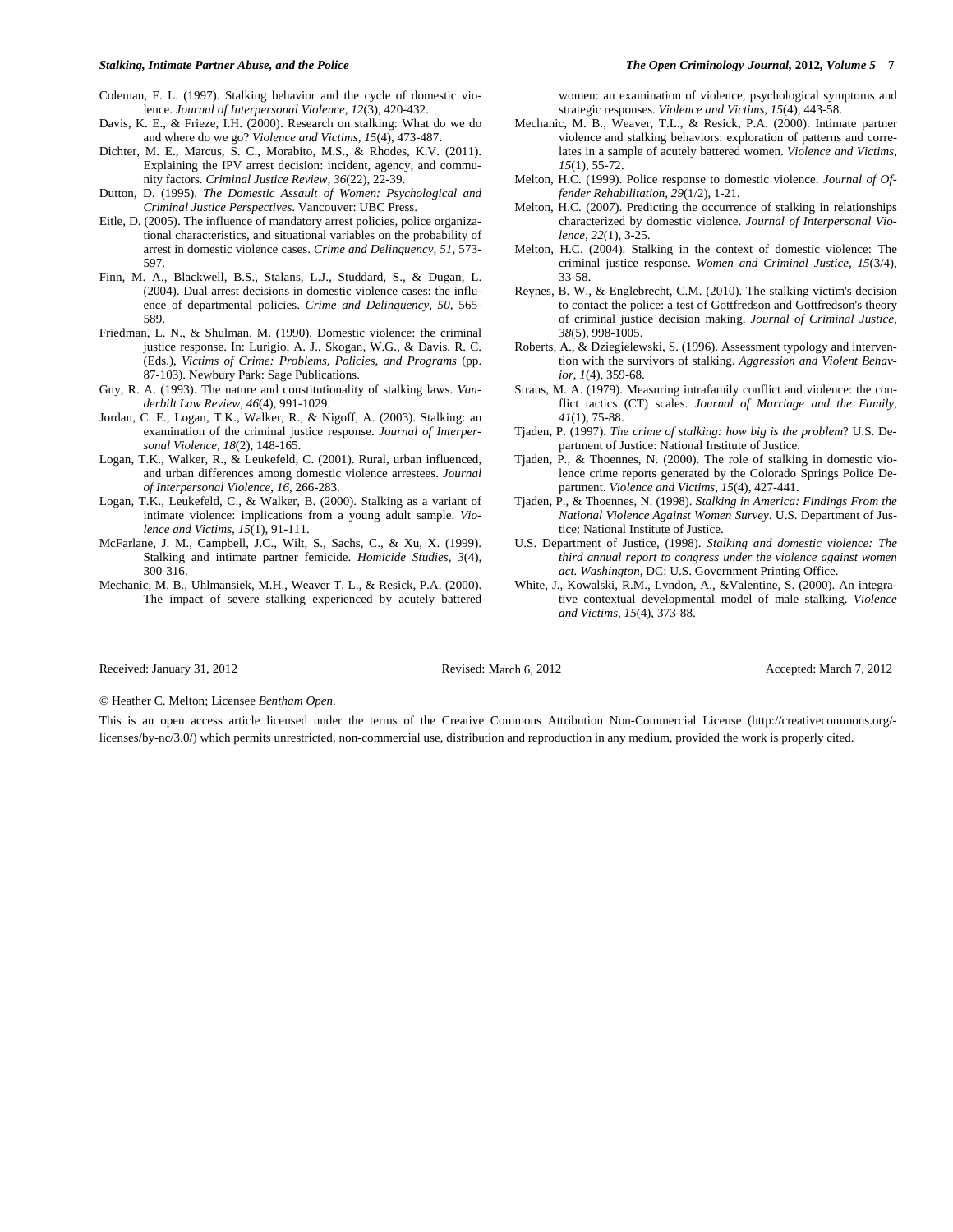Coleman, F. L. (1997). Stalking behavior and the cycle of domestic violence. *Journal of Interpersonal Violence, 12*(3), 420-432.

Davis, K. E., & Frieze, I.H. (2000). Research on stalking: What do we do and where do we go? *Violence and Victims, 15*(4), 473-487.

Dichter, M. E., Marcus, S. C., Morabito, M.S., & Rhodes, K.V. (2011). Explaining the IPV arrest decision: incident, agency, and community factors. *Criminal Justice Review, 36*(22), 22-39.

Dutton, D. (1995). *The Domestic Assault of Women: Psychological and Criminal Justice Perspectives*. Vancouver: UBC Press.

Eitle, D. (2005). The influence of mandatory arrest policies, police organizational characteristics, and situational variables on the probability of arrest in domestic violence cases. *Crime and Delinquency, 51*, 573-597.

Finn, M. A., Blackwell, B.S., Stalans, L.J., Studdard, S., & Dugan, L. (2004). Dual arrest decisions in domestic violence cases: the influence of departmental policies. *Crime and Delinquency, 50*, 565-589.

Friedman, L. N., & Shulman, M. (1990). Domestic violence: the criminal justice response. In: Lurigio, A. J., Skogan, W.G., & Davis, R. C. (Eds.), *Victims of Crime: Problems, Policies, and Programs* (pp. 87-103). Newbury Park: Sage Publications.

Guy, R. A. (1993). The nature and constitutionality of stalking laws. *Vanderbilt Law Review, 46*(4), 991-1029.

Jordan, C. E., Logan, T.K., Walker, R., & Nigoff, A. (2003). Stalking: an examination of the criminal justice response. *Journal of Interpersonal Violence, 18*(2), 148-165.

Logan, T.K., Walker, R., & Leukefeld, C. (2001). Rural, urban influenced, and urban differences among domestic violence arrestees. *Journal of Interpersonal Violence, 16*, 266-283.

Logan, T.K., Leukefeld, C., & Walker, B. (2000). Stalking as a variant of intimate violence: implications from a young adult sample. *Violence and Victims, 15*(1), 91-111.

McFarlane, J. M., Campbell, J.C., Wilt, S., Sachs, C., & Xu, X. (1999). Stalking and intimate partner femicide. *Homicide Studies, 3*(4), 300-316.

Mechanic, M. B., Uhlmansiek, M.H., Weaver T. L., & Resick, P.A. (2000). The impact of severe stalking experienced by acutely battered women: an examination of violence, psychological symptoms and strategic responses. *Violence and Victims, 15*(4), 443-58.

Mechanic, M. B., Weaver, T.L., & Resick, P.A. (2000). Intimate partner violence and stalking behaviors: exploration of patterns and correlates in a sample of acutely battered women. *Violence and Victims, 15*(1), 55-72.

Melton, H.C. (1999). Police response to domestic violence. *Journal of Offender Rehabilitation, 29*(1/2), 1-21.

Melton, H.C. (2007). Predicting the occurrence of stalking in relationships characterized by domestic violence. *Journal of Interpersonal Violence, 22*(1), 3-25.

Melton, H.C. (2004). Stalking in the context of domestic violence: The criminal justice response. *Women and Criminal Justice, 15*(3/4), 33-58.

Reynes, B. W., & Englebrecht, C.M. (2010). The stalking victim's decision to contact the police: a test of Gottfredson and Gottfredson's theory of criminal justice decision making. *Journal of Criminal Justice, 38*(5), 998-1005.

Roberts, A., & Dziegielewski, S. (1996). Assessment typology and intervention with the survivors of stalking. *Aggression and Violent Behavior, 1*(4), 359-68.

Straus, M. A. (1979). Measuring intrafamily conflict and violence: the conflict tactics (CT) scales. *Journal of Marriage and the Family, 41*(1), 75-88.

Tjaden, P. (1997). *The crime of stalking: how big is the problem*? U.S. Department of Justice: National Institute of Justice.

Tjaden, P., & Thoennes, N. (2000). The role of stalking in domestic violence crime reports generated by the Colorado Springs Police Department. *Violence and Victims, 15*(4), 427-441.

Tjaden, P., & Thoennes, N. (1998). *Stalking in America: Findings From the National Violence Against Women Survey*. U.S. Department of Justice: National Institute of Justice.

U.S. Department of Justice, (1998). *Stalking and domestic violence: The third annual report to congress under the violence against women act. Washington*, DC: U.S. Government Printing Office.

White, J., Kowalski, R.M., Lyndon, A., &Valentine, S. (2000). An integrative contextual developmental model of male stalking. *Violence and Victims, 15*(4), 373-88.

Received: January 31, 2012 Revised: March 6, 2012 Accepted: March 7, 2012

© Heather C. Melton; Licensee *Bentham Open*.

This is an open access article licensed under the terms of the Creative Commons Attribution Non-Commercial License (http://creativecommons.org/-licenses/by-nc/3.0/) which permits unrestricted, non-commercial use, distribution and reproduction in any medium, provided the work is properly cited.